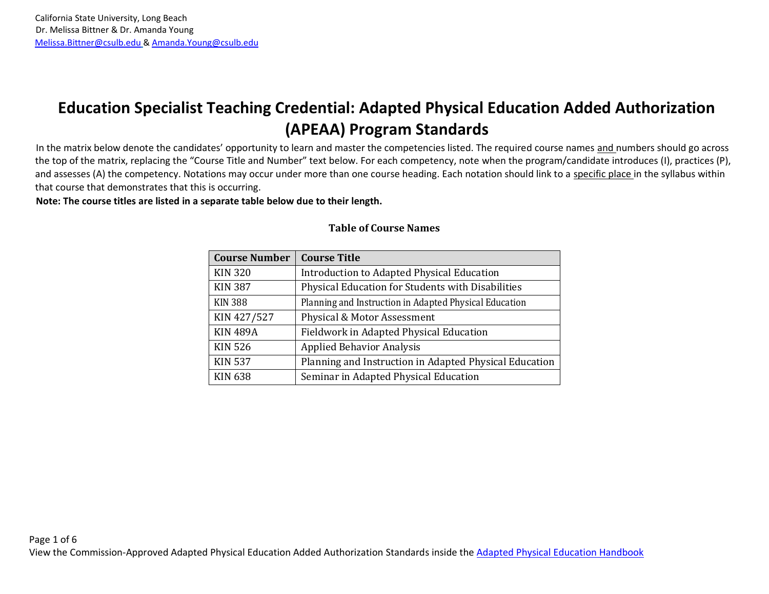California State University, Long Beach
Dr. Melissa Bittner & Dr. Amanda Young
Melissa.Bittner@csulb.edu & Amanda.Young@csulb.edu

# Education Specialist Teaching Credential: Adapted Physical Education Added Authorization (APEAA) Program Standards

In the matrix below denote the candidates' opportunity to learn and master the competencies listed. The required course names and numbers should go across the top of the matrix, replacing the "Course Title and Number" text below. For each competency, note when the program/candidate introduces (I), practices (P), and assesses (A) the competency. Notations may occur under more than one course heading. Each notation should link to a specific place in the syllabus within that course that demonstrates that this is occurring.

**Note: The course titles are listed in a separate table below due to their length.**

**Table of Course Names**

| Course Number | Course Title |
| --- | --- |
| KIN 320 | Introduction to Adapted Physical Education |
| KIN 387 | Physical Education for Students with Disabilities |
| KIN 388 | Planning and Instruction in Adapted Physical Education |
| KIN 427/527 | Physical & Motor Assessment |
| KIN 489A | Fieldwork in Adapted Physical Education |
| KIN 526 | Applied Behavior Analysis |
| KIN 537 | Planning and Instruction in Adapted Physical Education |
| KIN 638 | Seminar in Adapted Physical Education |

View the Commission-Approved Adapted Physical Education Added Authorization Standards inside the Adapted Physical Education Handbook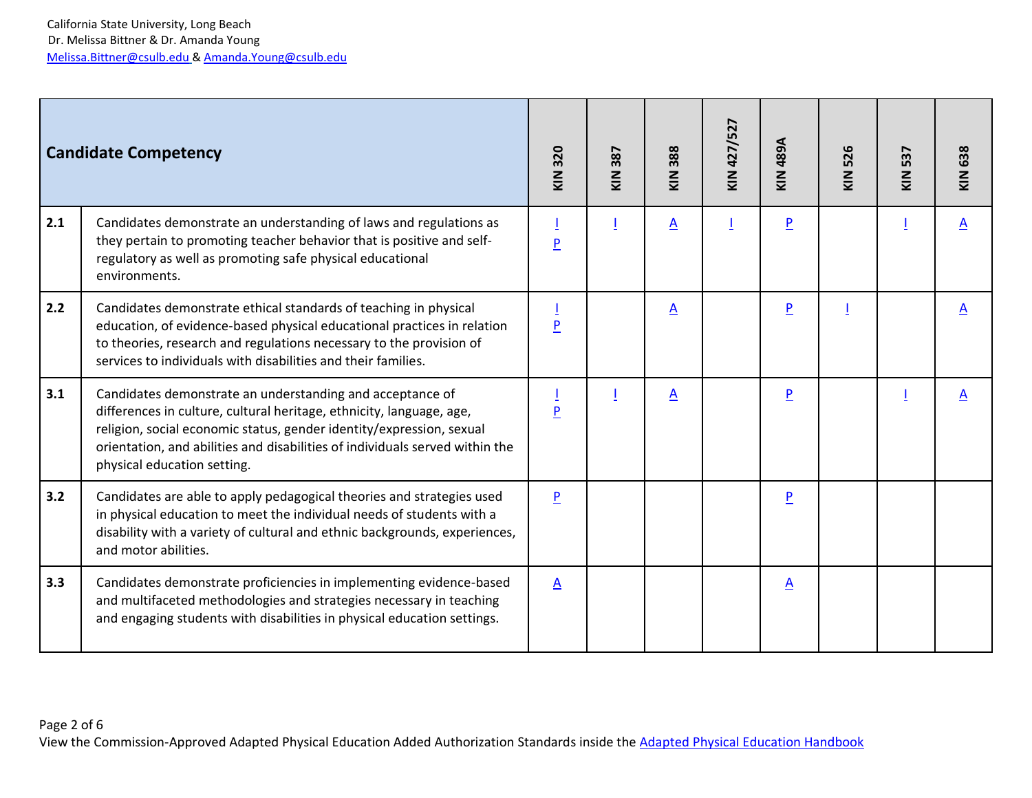California State University, Long Beach
Dr. Melissa Bittner & Dr. Amanda Young
Melissa.Bittner@csulb.edu & Amanda.Young@csulb.edu

| Candidate Competency | | KIN 320 | KIN 387 | KIN 388 | KIN 427/527 | KIN 489A | KIN 526 | KIN 537 | KIN 638 |
|---|---|---|---|---|---|---|---|---|---|
| 2.1 | Candidates demonstrate an understanding of laws and regulations as they pertain to promoting teacher behavior that is positive and self-regulatory as well as promoting safe physical educational environments. | I P | I | A | I | P | | I | A |
| 2.2 | Candidates demonstrate ethical standards of teaching in physical education, of evidence-based physical educational practices in relation to theories, research and regulations necessary to the provision of services to individuals with disabilities and their families. | I P | | A | | P | I | | A |
| 3.1 | Candidates demonstrate an understanding and acceptance of differences in culture, cultural heritage, ethnicity, language, age, religion, social economic status, gender identity/expression, sexual orientation, and abilities and disabilities of individuals served within the physical education setting. | I P | I | A | | P | | I | A |
| 3.2 | Candidates are able to apply pedagogical theories and strategies used in physical education to meet the individual needs of students with a disability with a variety of cultural and ethnic backgrounds, experiences, and motor abilities. | P | | | | P | | | |
| 3.3 | Candidates demonstrate proficiencies in implementing evidence-based and multifaceted methodologies and strategies necessary in teaching and engaging students with disabilities in physical education settings. | A | | | | A | | | |

View the Commission-Approved Adapted Physical Education Added Authorization Standards inside the Adapted Physical Education Handbook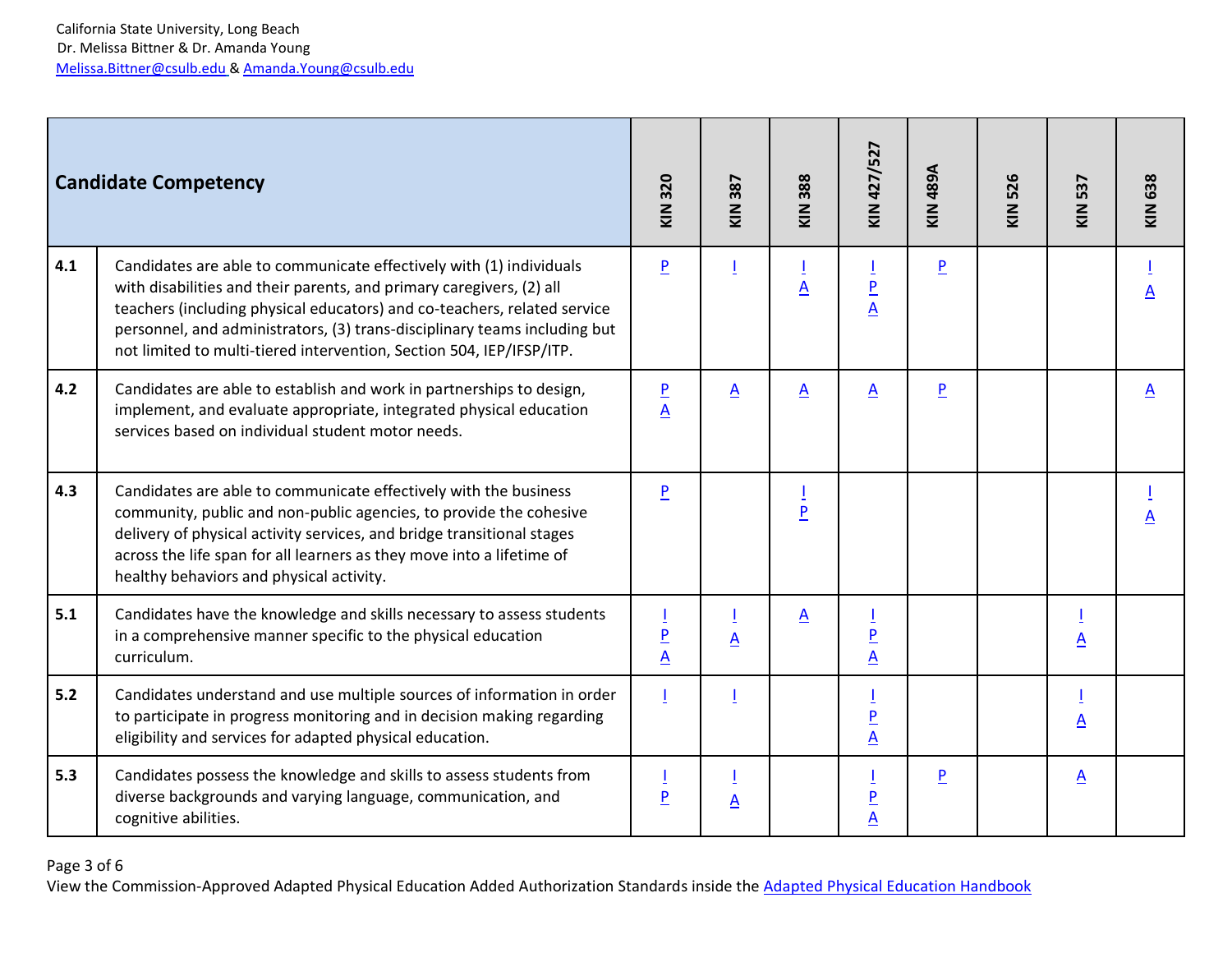| Candidate Competency | | KIN 320 | KIN 387 | KIN 388 | KIN 427/527 | KIN 489A | KIN 526 | KIN 537 | KIN 638 |
|---|---|---|---|---|---|---|---|---|---|
| 4.1 | Candidates are able to communicate effectively with (1) individuals with disabilities and their parents, and primary caregivers, (2) all teachers (including physical educators) and co-teachers, related service personnel, and administrators, (3) trans-disciplinary teams including but not limited to multi-tiered intervention, Section 504, IEP/IFSP/ITP. | P | I | I A | I P A | P | | | I A |
| 4.2 | Candidates are able to establish and work in partnerships to design, implement, and evaluate appropriate, integrated physical education services based on individual student motor needs. | P A | A | A | A | P | | | A |
| 4.3 | Candidates are able to communicate effectively with the business community, public and non-public agencies, to provide the cohesive delivery of physical activity services, and bridge transitional stages across the life span for all learners as they move into a lifetime of healthy behaviors and physical activity. | P | | I P | | | | | I A |
| 5.1 | Candidates have the knowledge and skills necessary to assess students in a comprehensive manner specific to the physical education curriculum. | I P A | I A | A | I P A | | | I A | |
| 5.2 | Candidates understand and use multiple sources of information in order to participate in progress monitoring and in decision making regarding eligibility and services for adapted physical education. | I | I | | I P A | | | I A | |
| 5.3 | Candidates possess the knowledge and skills to assess students from diverse backgrounds and varying language, communication, and cognitive abilities. | I P | I A | | I P A | P | | A | |

View the Commission-Approved Adapted Physical Education Added Authorization Standards inside the Adapted Physical Education Handbook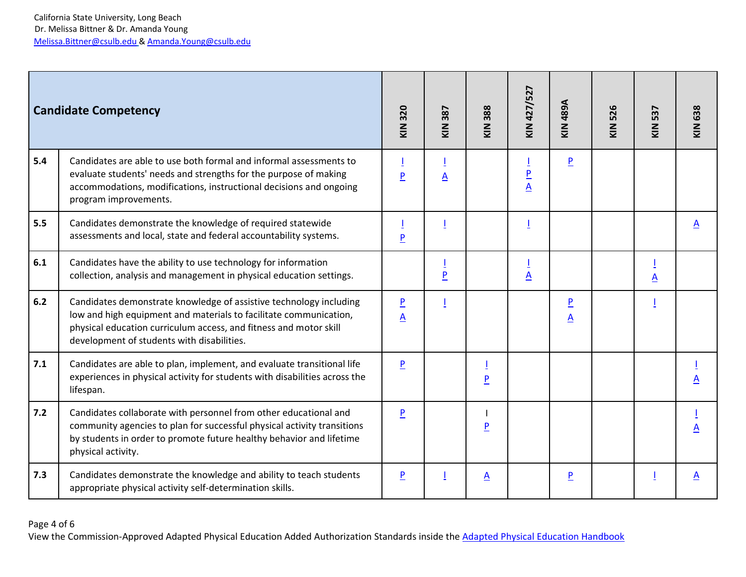California State University, Long Beach
Dr. Melissa Bittner & Dr. Amanda Young
Melissa.Bittner@csulb.edu & Amanda.Young@csulb.edu

| | Candidate Competency | KIN 320 | KIN 387 | KIN 388 | KIN 427/527 | KIN 489A | KIN 526 | KIN 537 | KIN 638 |
|---|---|---|---|---|---|---|---|---|---|
| 5.4 | Candidates are able to use both formal and informal assessments to evaluate students' needs and strengths for the purpose of making accommodations, modifications, instructional decisions and ongoing program improvements. | I P | I A | | I P A | P | | | |
| 5.5 | Candidates demonstrate the knowledge of required statewide assessments and local, state and federal accountability systems. | I P | I | | I | | | | A |
| 6.1 | Candidates have the ability to use technology for information collection, analysis and management in physical education settings. | | I P | | I A | | | I A | |
| 6.2 | Candidates demonstrate knowledge of assistive technology including low and high equipment and materials to facilitate communication, physical education curriculum access, and fitness and motor skill development of students with disabilities. | P A | I | | | P A | | I | |
| 7.1 | Candidates are able to plan, implement, and evaluate transitional life experiences in physical activity for students with disabilities across the lifespan. | P | | I P | | | | | I A |
| 7.2 | Candidates collaborate with personnel from other educational and community agencies to plan for successful physical activity transitions by students in order to promote future healthy behavior and lifetime physical activity. | P | | I P | | | | | I A |
| 7.3 | Candidates demonstrate the knowledge and ability to teach students appropriate physical activity self-determination skills. | P | I | A | | P | | I | A |

View the Commission-Approved Adapted Physical Education Added Authorization Standards inside the Adapted Physical Education Handbook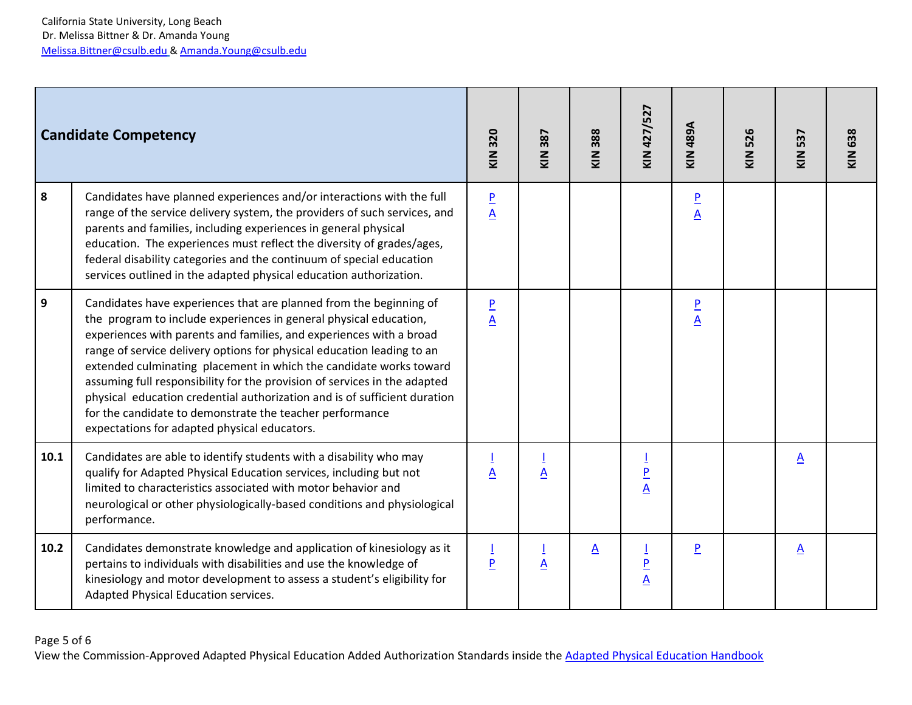California State University, Long Beach
Dr. Melissa Bittner & Dr. Amanda Young
Melissa.Bittner@csulb.edu & Amanda.Young@csulb.edu

| Candidate Competency | | KIN 320 | KIN 387 | KIN 388 | KIN 427/527 | KIN 489A | KIN 526 | KIN 537 | KIN 638 |
|---|---|---|---|---|---|---|---|---|---|
| 8 | Candidates have planned experiences and/or interactions with the full range of the service delivery system, the providers of such services, and parents and families, including experiences in general physical education. The experiences must reflect the diversity of grades/ages, federal disability categories and the continuum of special education services outlined in the adapted physical education authorization. | P A | | | | P A | | | |
| 9 | Candidates have experiences that are planned from the beginning of the program to include experiences in general physical education, experiences with parents and families, and experiences with a broad range of service delivery options for physical education leading to an extended culminating placement in which the candidate works toward assuming full responsibility for the provision of services in the adapted physical education credential authorization and is of sufficient duration for the candidate to demonstrate the teacher performance expectations for adapted physical educators. | P A | | | | P A | | | |
| 10.1 | Candidates are able to identify students with a disability who may qualify for Adapted Physical Education services, including but not limited to characteristics associated with motor behavior and neurological or other physiologically-based conditions and physiological performance. | I A | I A | | I P A | | | A | |
| 10.2 | Candidates demonstrate knowledge and application of kinesiology as it pertains to individuals with disabilities and use the knowledge of kinesiology and motor development to assess a student's eligibility for Adapted Physical Education services. | I P | I A | A | I P A | P | | A | |

View the Commission-Approved Adapted Physical Education Added Authorization Standards inside the Adapted Physical Education Handbook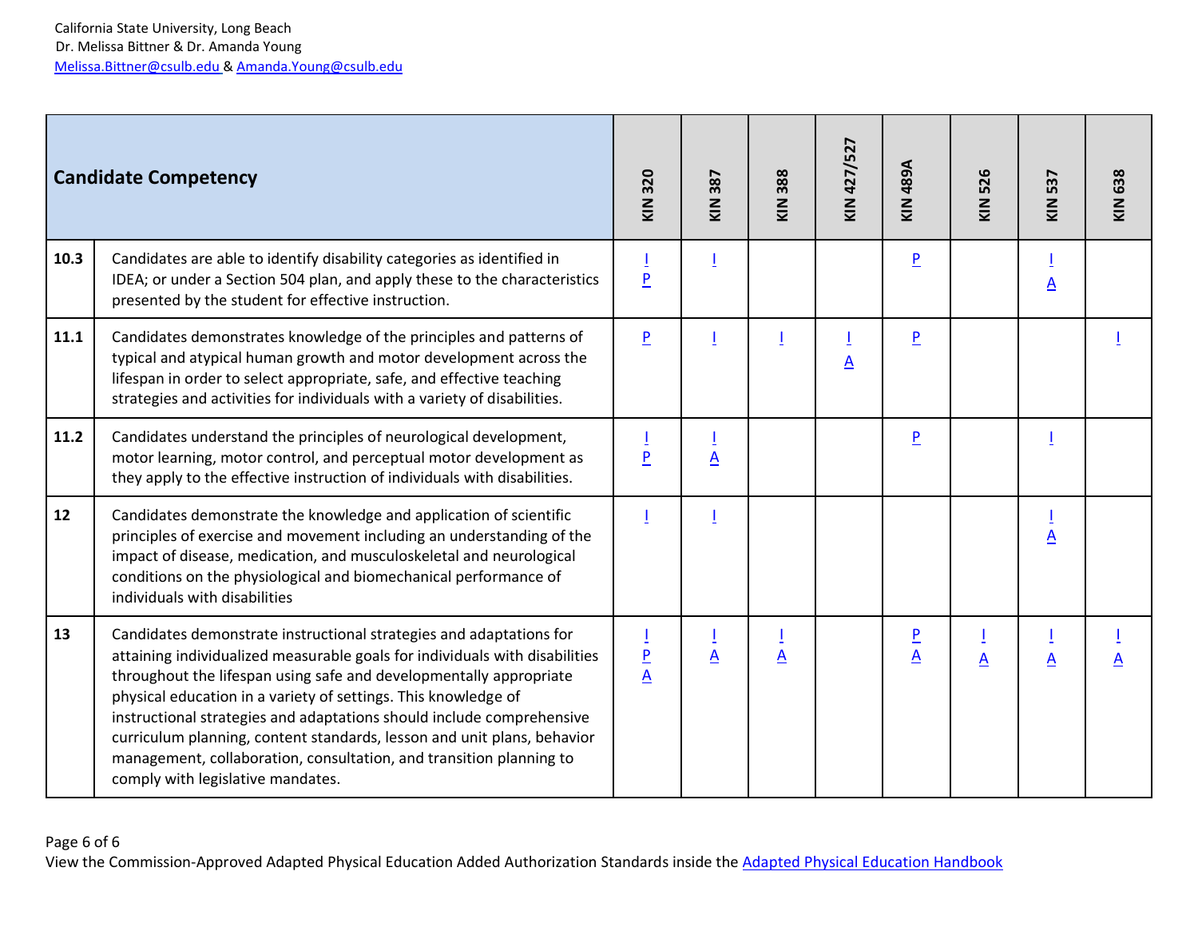| | Candidate Competency | KIN 320 | KIN 387 | KIN 388 | KIN 427/527 | KIN 489A | KIN 526 | KIN 537 | KIN 638 |
|---|---|---|---|---|---|---|---|---|---|
| 10.3 | Candidates are able to identify disability categories as identified in IDEA; or under a Section 504 plan, and apply these to the characteristics presented by the student for effective instruction. | I<br>P | I | | | P | | I<br>A | |
| 11.1 | Candidates demonstrates knowledge of the principles and patterns of typical and atypical human growth and motor development across the lifespan in order to select appropriate, safe, and effective teaching strategies and activities for individuals with a variety of disabilities. | P | I | I | I<br>A | P | | | I |
| 11.2 | Candidates understand the principles of neurological development, motor learning, motor control, and perceptual motor development as they apply to the effective instruction of individuals with disabilities. | I<br>P | I<br>A | | | P | | I | |
| 12 | Candidates demonstrate the knowledge and application of scientific principles of exercise and movement including an understanding of the impact of disease, medication, and musculoskeletal and neurological conditions on the physiological and biomechanical performance of individuals with disabilities | I | I | | | | | I<br>A | |
| 13 | Candidates demonstrate instructional strategies and adaptations for attaining individualized measurable goals for individuals with disabilities throughout the lifespan using safe and developmentally appropriate physical education in a variety of settings. This knowledge of instructional strategies and adaptations should include comprehensive curriculum planning, content standards, lesson and unit plans, behavior management, collaboration, consultation, and transition planning to comply with legislative mandates. | I<br>P<br>A | I<br>A | I<br>A | | P<br>A | I<br>A | I<br>A | I<br>A |

View the Commission-Approved Adapted Physical Education Added Authorization Standards inside the Adapted Physical Education Handbook